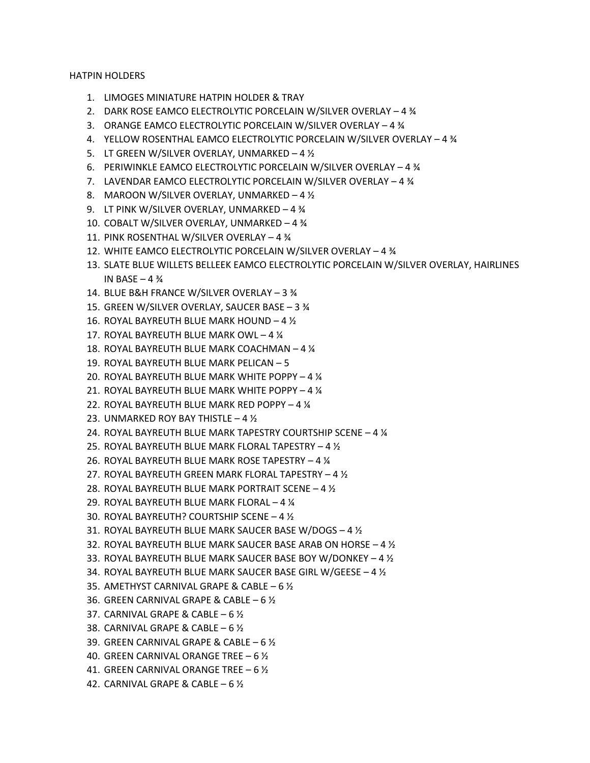HATPIN HOLDERS

1. LIMOGES MINIATURE HATPIN HOLDER & TRAY
2. DARK ROSE EAMCO ELECTROLYTIC PORCELAIN W/SILVER OVERLAY – 4 ¾
3. ORANGE EAMCO ELECTROLYTIC PORCELAIN W/SILVER OVERLAY – 4 ¾
4. YELLOW ROSENTHAL EAMCO ELECTROLYTIC PORCELAIN W/SILVER OVERLAY – 4 ¾
5. LT GREEN W/SILVER OVERLAY, UNMARKED – 4 ½
6. PERIWINKLE EAMCO ELECTROLYTIC PORCELAIN W/SILVER OVERLAY – 4 ¾
7. LAVENDAR EAMCO ELECTROLYTIC PORCELAIN W/SILVER OVERLAY – 4 ¾
8. MAROON W/SILVER OVERLAY, UNMARKED – 4 ½
9. LT PINK W/SILVER OVERLAY, UNMARKED – 4 ¾
10. COBALT W/SILVER OVERLAY, UNMARKED – 4 ¾
11. PINK ROSENTHAL W/SILVER OVERLAY – 4 ¾
12. WHITE EAMCO ELECTROLYTIC PORCELAIN W/SILVER OVERLAY – 4 ¾
13. SLATE BLUE WILLETS BELLEEK EAMCO ELECTROLYTIC PORCELAIN W/SILVER OVERLAY, HAIRLINES IN BASE – 4 ¾
14. BLUE B&H FRANCE W/SILVER OVERLAY – 3 ¾
15. GREEN W/SILVER OVERLAY, SAUCER BASE – 3 ¾
16. ROYAL BAYREUTH BLUE MARK HOUND – 4 ½
17. ROYAL BAYREUTH BLUE MARK OWL – 4 ¼
18. ROYAL BAYREUTH BLUE MARK COACHMAN – 4 ¼
19. ROYAL BAYREUTH BLUE MARK PELICAN – 5
20. ROYAL BAYREUTH BLUE MARK WHITE POPPY – 4 ¼
21. ROYAL BAYREUTH BLUE MARK WHITE POPPY – 4 ¼
22. ROYAL BAYREUTH BLUE MARK RED POPPY – 4 ¼
23. UNMARKED ROY BAY THISTLE – 4 ½
24. ROYAL BAYREUTH BLUE MARK TAPESTRY COURTSHIP SCENE – 4 ¼
25. ROYAL BAYREUTH BLUE MARK FLORAL TAPESTRY – 4 ½
26. ROYAL BAYREUTH BLUE MARK ROSE TAPESTRY – 4 ¼
27. ROYAL BAYREUTH GREEN MARK FLORAL TAPESTRY – 4 ½
28. ROYAL BAYREUTH BLUE MARK PORTRAIT SCENE – 4 ½
29. ROYAL BAYREUTH BLUE MARK FLORAL – 4 ¼
30. ROYAL BAYREUTH? COURTSHIP SCENE – 4 ½
31. ROYAL BAYREUTH BLUE MARK SAUCER BASE W/DOGS – 4 ½
32. ROYAL BAYREUTH BLUE MARK SAUCER BASE ARAB ON HORSE – 4 ½
33. ROYAL BAYREUTH BLUE MARK SAUCER BASE BOY W/DONKEY – 4 ½
34. ROYAL BAYREUTH BLUE MARK SAUCER BASE GIRL W/GEESE – 4 ½
35. AMETHYST CARNIVAL GRAPE & CABLE – 6 ½
36. GREEN CARNIVAL GRAPE & CABLE – 6 ½
37. CARNIVAL GRAPE & CABLE – 6 ½
38. CARNIVAL GRAPE & CABLE – 6 ½
39. GREEN CARNIVAL GRAPE & CABLE – 6 ½
40. GREEN CARNIVAL ORANGE TREE – 6 ½
41. GREEN CARNIVAL ORANGE TREE – 6 ½
42. CARNIVAL GRAPE & CABLE – 6 ½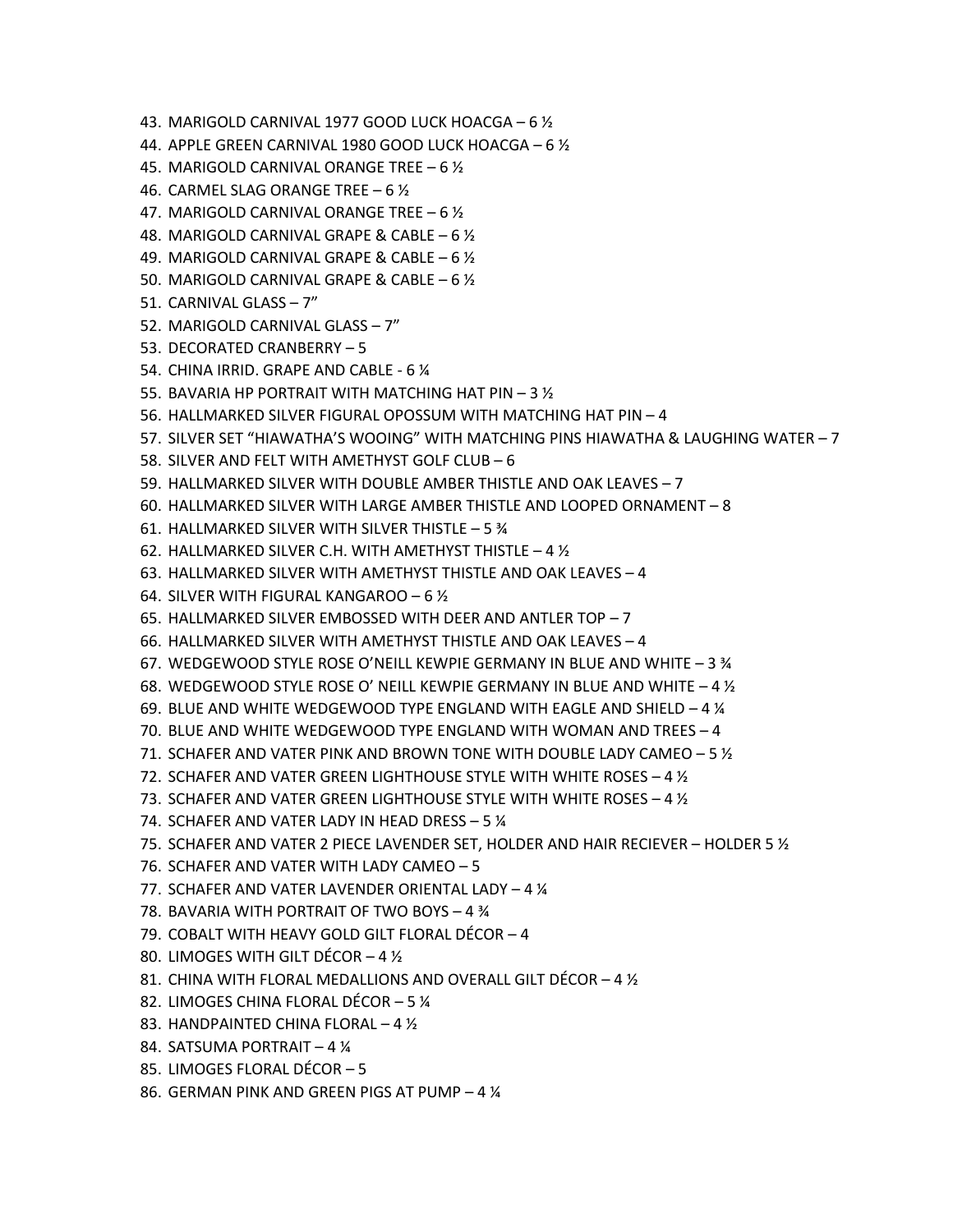43. MARIGOLD CARNIVAL 1977 GOOD LUCK HOACGA – 6 ½
44. APPLE GREEN CARNIVAL 1980 GOOD LUCK HOACGA – 6 ½
45. MARIGOLD CARNIVAL ORANGE TREE – 6 ½
46. CARMEL SLAG ORANGE TREE – 6 ½
47. MARIGOLD CARNIVAL ORANGE TREE – 6 ½
48. MARIGOLD CARNIVAL GRAPE & CABLE – 6 ½
49. MARIGOLD CARNIVAL GRAPE & CABLE – 6 ½
50. MARIGOLD CARNIVAL GRAPE & CABLE – 6 ½
51. CARNIVAL GLASS – 7"
52. MARIGOLD CARNIVAL GLASS – 7"
53. DECORATED CRANBERRY – 5
54. CHINA IRRID. GRAPE AND CABLE - 6 ¼
55. BAVARIA HP PORTRAIT WITH MATCHING HAT PIN – 3 ½
56. HALLMARKED SILVER FIGURAL OPOSSUM WITH MATCHING HAT PIN – 4
57. SILVER SET "HIAWATHA'S WOOING" WITH MATCHING PINS HIAWATHA & LAUGHING WATER – 7
58. SILVER AND FELT WITH AMETHYST GOLF CLUB – 6
59. HALLMARKED SILVER WITH DOUBLE AMBER THISTLE AND OAK LEAVES – 7
60. HALLMARKED SILVER WITH LARGE AMBER THISTLE AND LOOPED ORNAMENT – 8
61. HALLMARKED SILVER WITH SILVER THISTLE – 5 ¾
62. HALLMARKED SILVER C.H. WITH AMETHYST THISTLE – 4 ½
63. HALLMARKED SILVER WITH AMETHYST THISTLE AND OAK LEAVES – 4
64. SILVER WITH FIGURAL KANGAROO – 6 ½
65. HALLMARKED SILVER EMBOSSED WITH DEER AND ANTLER TOP – 7
66. HALLMARKED SILVER WITH AMETHYST THISTLE AND OAK LEAVES – 4
67. WEDGEWOOD STYLE ROSE O'NEILL KEWPIE GERMANY IN BLUE AND WHITE – 3 ¾
68. WEDGEWOOD STYLE ROSE O' NEILL KEWPIE GERMANY IN BLUE AND WHITE – 4 ½
69. BLUE AND WHITE WEDGEWOOD TYPE ENGLAND WITH EAGLE AND SHIELD – 4 ¼
70. BLUE AND WHITE WEDGEWOOD TYPE ENGLAND WITH WOMAN AND TREES – 4
71. SCHAFER AND VATER PINK AND BROWN TONE WITH DOUBLE LADY CAMEO – 5 ½
72. SCHAFER AND VATER GREEN LIGHTHOUSE STYLE WITH WHITE ROSES – 4 ½
73. SCHAFER AND VATER GREEN LIGHTHOUSE STYLE WITH WHITE ROSES – 4 ½
74. SCHAFER AND VATER LADY IN HEAD DRESS – 5 ¼
75. SCHAFER AND VATER 2 PIECE LAVENDER SET, HOLDER AND HAIR RECIEVER – HOLDER 5 ½
76. SCHAFER AND VATER WITH LADY CAMEO – 5
77. SCHAFER AND VATER LAVENDER ORIENTAL LADY – 4 ¼
78. BAVARIA WITH PORTRAIT OF TWO BOYS – 4 ¾
79. COBALT WITH HEAVY GOLD GILT FLORAL DÉCOR – 4
80. LIMOGES WITH GILT DÉCOR – 4 ½
81. CHINA WITH FLORAL MEDALLIONS AND OVERALL GILT DÉCOR – 4 ½
82. LIMOGES CHINA FLORAL DÉCOR – 5 ¼
83. HANDPAINTED CHINA FLORAL – 4 ½
84. SATSUMA PORTRAIT – 4 ¼
85. LIMOGES FLORAL DÉCOR – 5
86. GERMAN PINK AND GREEN PIGS AT PUMP – 4 ¼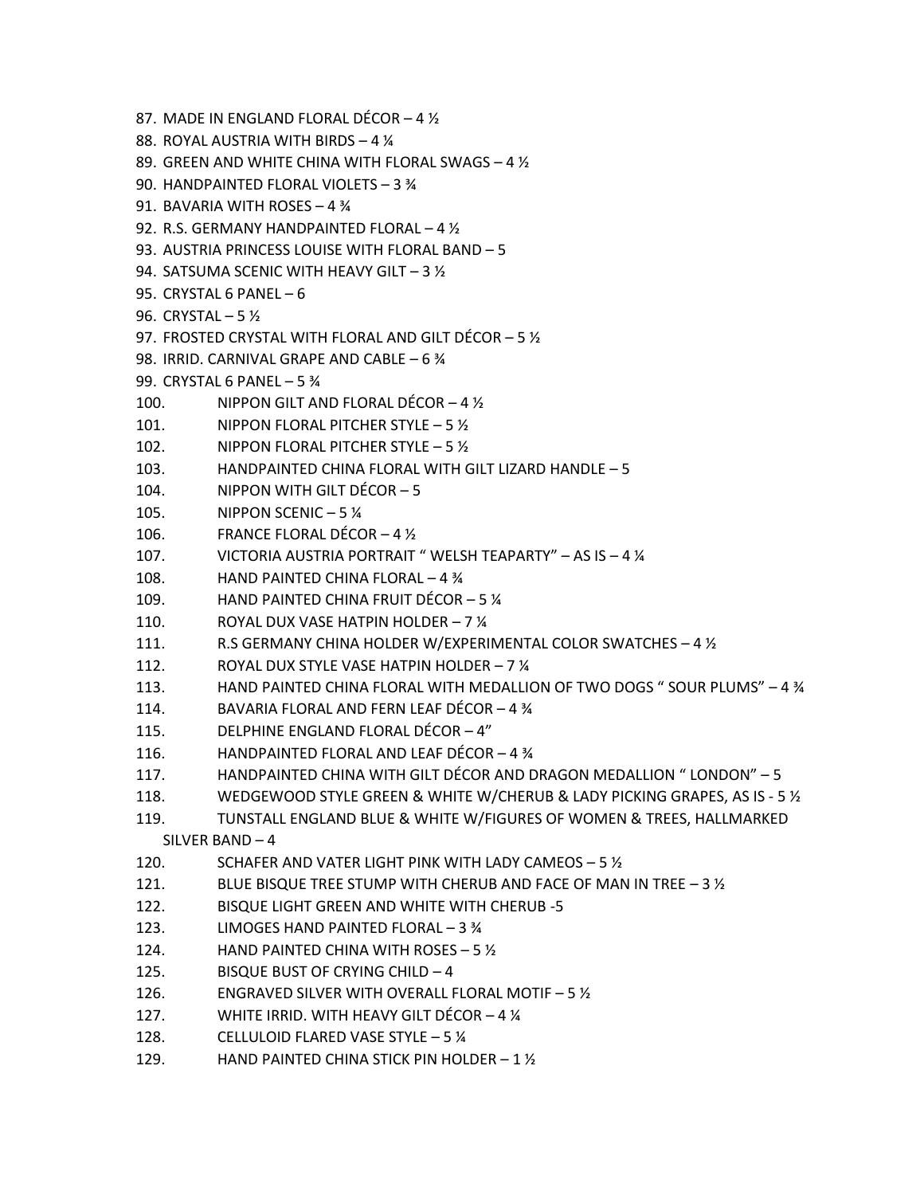87. MADE IN ENGLAND FLORAL DÉCOR – 4 ½
88. ROYAL AUSTRIA WITH BIRDS – 4 ¼
89. GREEN AND WHITE CHINA WITH FLORAL SWAGS – 4 ½
90. HANDPAINTED FLORAL VIOLETS – 3 ¾
91. BAVARIA WITH ROSES – 4 ¾
92. R.S. GERMANY HANDPAINTED FLORAL – 4 ½
93. AUSTRIA PRINCESS LOUISE WITH FLORAL BAND – 5
94. SATSUMA SCENIC WITH HEAVY GILT – 3 ½
95. CRYSTAL 6 PANEL – 6
96. CRYSTAL – 5 ½
97. FROSTED CRYSTAL WITH FLORAL AND GILT DÉCOR – 5 ½
98. IRRID. CARNIVAL GRAPE AND CABLE – 6 ¾
99. CRYSTAL 6 PANEL – 5 ¾
100. NIPPON GILT AND FLORAL DÉCOR – 4 ½
101. NIPPON FLORAL PITCHER STYLE – 5 ½
102. NIPPON FLORAL PITCHER STYLE – 5 ½
103. HANDPAINTED CHINA FLORAL WITH GILT LIZARD HANDLE – 5
104. NIPPON WITH GILT DÉCOR – 5
105. NIPPON SCENIC – 5 ¼
106. FRANCE FLORAL DÉCOR – 4 ½
107. VICTORIA AUSTRIA PORTRAIT " WELSH TEAPARTY" – AS IS – 4 ¼
108. HAND PAINTED CHINA FLORAL – 4 ¾
109. HAND PAINTED CHINA FRUIT DÉCOR – 5 ¼
110. ROYAL DUX VASE HATPIN HOLDER – 7 ¼
111. R.S GERMANY CHINA HOLDER W/EXPERIMENTAL COLOR SWATCHES – 4 ½
112. ROYAL DUX STYLE VASE HATPIN HOLDER – 7 ¼
113. HAND PAINTED CHINA FLORAL WITH MEDALLION OF TWO DOGS " SOUR PLUMS" – 4 ¾
114. BAVARIA FLORAL AND FERN LEAF DÉCOR – 4 ¾
115. DELPHINE ENGLAND FLORAL DÉCOR – 4"
116. HANDPAINTED FLORAL AND LEAF DÉCOR – 4 ¾
117. HANDPAINTED CHINA WITH GILT DÉCOR AND DRAGON MEDALLION " LONDON" – 5
118. WEDGEWOOD STYLE GREEN & WHITE W/CHERUB & LADY PICKING GRAPES, AS IS - 5 ½
119. TUNSTALL ENGLAND BLUE & WHITE W/FIGURES OF WOMEN & TREES, HALLMARKED SILVER BAND – 4
120. SCHAFER AND VATER LIGHT PINK WITH LADY CAMEOS – 5 ½
121. BLUE BISQUE TREE STUMP WITH CHERUB AND FACE OF MAN IN TREE – 3 ½
122. BISQUE LIGHT GREEN AND WHITE WITH CHERUB -5
123. LIMOGES HAND PAINTED FLORAL – 3 ¾
124. HAND PAINTED CHINA WITH ROSES – 5 ½
125. BISQUE BUST OF CRYING CHILD – 4
126. ENGRAVED SILVER WITH OVERALL FLORAL MOTIF – 5 ½
127. WHITE IRRID. WITH HEAVY GILT DÉCOR – 4 ¼
128. CELLULOID FLARED VASE STYLE – 5 ¼
129. HAND PAINTED CHINA STICK PIN HOLDER – 1 ½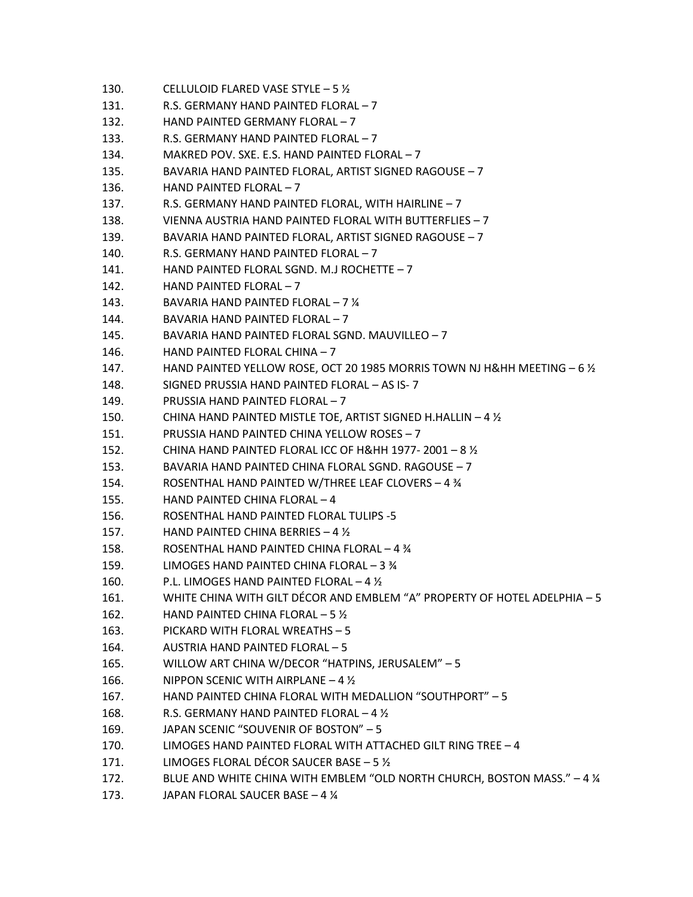130. CELLULOID FLARED VASE STYLE – 5 ½
131. R.S. GERMANY HAND PAINTED FLORAL – 7
132. HAND PAINTED GERMANY FLORAL – 7
133. R.S. GERMANY HAND PAINTED FLORAL – 7
134. MAKRED POV. SXE. E.S. HAND PAINTED FLORAL – 7
135. BAVARIA HAND PAINTED FLORAL, ARTIST SIGNED RAGOUSE – 7
136. HAND PAINTED FLORAL – 7
137. R.S. GERMANY HAND PAINTED FLORAL, WITH HAIRLINE – 7
138. VIENNA AUSTRIA HAND PAINTED FLORAL WITH BUTTERFLIES – 7
139. BAVARIA HAND PAINTED FLORAL, ARTIST SIGNED RAGOUSE – 7
140. R.S. GERMANY HAND PAINTED FLORAL – 7
141. HAND PAINTED FLORAL SGND. M.J ROCHETTE – 7
142. HAND PAINTED FLORAL – 7
143. BAVARIA HAND PAINTED FLORAL – 7 ¼
144. BAVARIA HAND PAINTED FLORAL – 7
145. BAVARIA HAND PAINTED FLORAL SGND. MAUVILLEO – 7
146. HAND PAINTED FLORAL CHINA – 7
147. HAND PAINTED YELLOW ROSE, OCT 20 1985 MORRIS TOWN NJ H&HH MEETING – 6 ½
148. SIGNED PRUSSIA HAND PAINTED FLORAL – AS IS- 7
149. PRUSSIA HAND PAINTED FLORAL – 7
150. CHINA HAND PAINTED MISTLE TOE, ARTIST SIGNED H.HALLIN – 4 ½
151. PRUSSIA HAND PAINTED CHINA YELLOW ROSES – 7
152. CHINA HAND PAINTED FLORAL ICC OF H&HH 1977- 2001 – 8 ½
153. BAVARIA HAND PAINTED CHINA FLORAL SGND. RAGOUSE – 7
154. ROSENTHAL HAND PAINTED W/THREE LEAF CLOVERS – 4 ¾
155. HAND PAINTED CHINA FLORAL – 4
156. ROSENTHAL HAND PAINTED FLORAL TULIPS -5
157. HAND PAINTED CHINA BERRIES – 4 ½
158. ROSENTHAL HAND PAINTED CHINA FLORAL – 4 ¾
159. LIMOGES HAND PAINTED CHINA FLORAL – 3 ¾
160. P.L. LIMOGES HAND PAINTED FLORAL – 4 ½
161. WHITE CHINA WITH GILT DÉCOR AND EMBLEM "A" PROPERTY OF HOTEL ADELPHIA – 5
162. HAND PAINTED CHINA FLORAL – 5 ½
163. PICKARD WITH FLORAL WREATHS – 5
164. AUSTRIA HAND PAINTED FLORAL – 5
165. WILLOW ART CHINA W/DECOR "HATPINS, JERUSALEM" – 5
166. NIPPON SCENIC WITH AIRPLANE – 4 ½
167. HAND PAINTED CHINA FLORAL WITH MEDALLION "SOUTHPORT" – 5
168. R.S. GERMANY HAND PAINTED FLORAL – 4 ½
169. JAPAN SCENIC "SOUVENIR OF BOSTON" – 5
170. LIMOGES HAND PAINTED FLORAL WITH ATTACHED GILT RING TREE – 4
171. LIMOGES FLORAL DÉCOR SAUCER BASE – 5 ½
172. BLUE AND WHITE CHINA WITH EMBLEM "OLD NORTH CHURCH, BOSTON MASS." – 4 ¼
173. JAPAN FLORAL SAUCER BASE – 4 ¼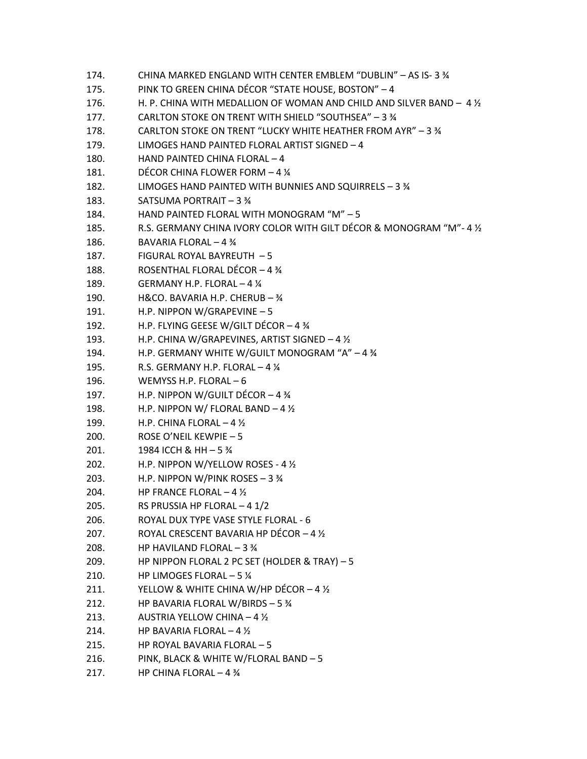174. CHINA MARKED ENGLAND WITH CENTER EMBLEM “DUBLIN” – AS IS- 3 ¾
175. PINK TO GREEN CHINA DÉCOR “STATE HOUSE, BOSTON” – 4
176. H. P. CHINA WITH MEDALLION OF WOMAN AND CHILD AND SILVER BAND – 4 ½
177. CARLTON STOKE ON TRENT WITH SHIELD “SOUTHSEA” – 3 ¾
178. CARLTON STOKE ON TRENT “LUCKY WHITE HEATHER FROM AYR” – 3 ¾
179. LIMOGES HAND PAINTED FLORAL ARTIST SIGNED – 4
180. HAND PAINTED CHINA FLORAL – 4
181. DÉCOR CHINA FLOWER FORM – 4 ¼
182. LIMOGES HAND PAINTED WITH BUNNIES AND SQUIRRELS – 3 ¾
183. SATSUMA PORTRAIT – 3 ¾
184. HAND PAINTED FLORAL WITH MONOGRAM “M” – 5
185. R.S. GERMANY CHINA IVORY COLOR WITH GILT DÉCOR & MONOGRAM “M”- 4 ½
186. BAVARIA FLORAL – 4 ¾
187. FIGURAL ROYAL BAYREUTH – 5
188. ROSENTHAL FLORAL DÉCOR – 4 ¾
189. GERMANY H.P. FLORAL – 4 ¼
190. H&CO. BAVARIA H.P. CHERUB – ¾
191. H.P. NIPPON W/GRAPEVINE – 5
192. H.P. FLYING GEESE W/GILT DÉCOR – 4 ¾
193. H.P. CHINA W/GRAPEVINES, ARTIST SIGNED – 4 ½
194. H.P. GERMANY WHITE W/GUILT MONOGRAM “A” – 4 ¾
195. R.S. GERMANY H.P. FLORAL – 4 ¼
196. WEMYSS H.P. FLORAL – 6
197. H.P. NIPPON W/GUILT DÉCOR – 4 ¾
198. H.P. NIPPON W/ FLORAL BAND – 4 ½
199. H.P. CHINA FLORAL – 4 ½
200. ROSE O’NEIL KEWPIE – 5
201. 1984 ICCH & HH – 5 ¾
202. H.P. NIPPON W/YELLOW ROSES - 4 ½
203. H.P. NIPPON W/PINK ROSES – 3 ¾
204. HP FRANCE FLORAL – 4 ½
205. RS PRUSSIA HP FLORAL – 4 1/2
206. ROYAL DUX TYPE VASE STYLE FLORAL - 6
207. ROYAL CRESCENT BAVARIA HP DÉCOR – 4 ½
208. HP HAVILAND FLORAL – 3 ¾
209. HP NIPPON FLORAL 2 PC SET (HOLDER & TRAY) – 5
210. HP LIMOGES FLORAL – 5 ¼
211. YELLOW & WHITE CHINA W/HP DÉCOR – 4 ½
212. HP BAVARIA FLORAL W/BIRDS – 5 ¾
213. AUSTRIA YELLOW CHINA – 4 ½
214. HP BAVARIA FLORAL – 4 ½
215. HP ROYAL BAVARIA FLORAL – 5
216. PINK, BLACK & WHITE W/FLORAL BAND – 5
217. HP CHINA FLORAL – 4 ¾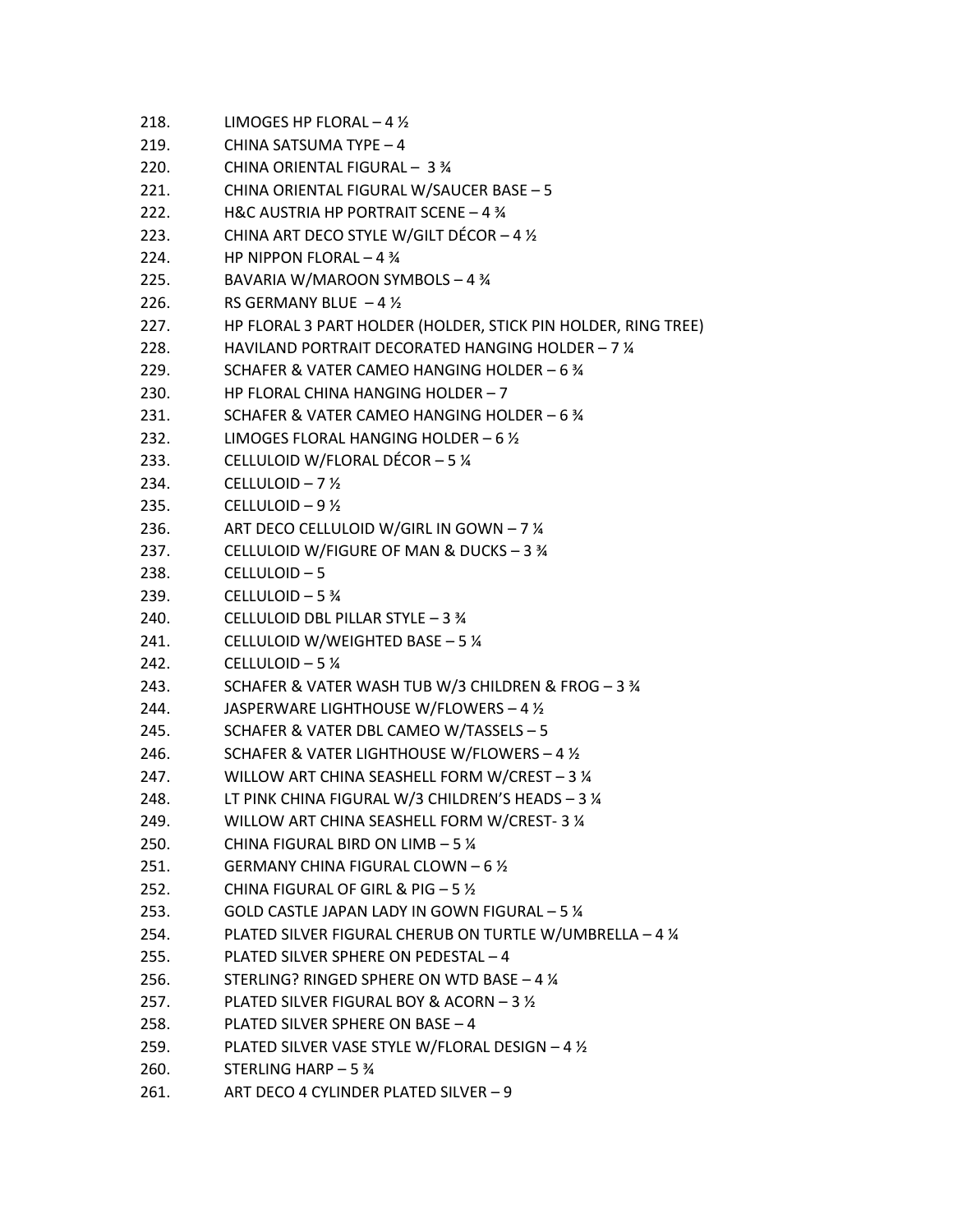218. LIMOGES HP FLORAL – 4 ½
219. CHINA SATSUMA TYPE – 4
220. CHINA ORIENTAL FIGURAL – 3 ¾
221. CHINA ORIENTAL FIGURAL W/SAUCER BASE – 5
222. H&C AUSTRIA HP PORTRAIT SCENE – 4 ¾
223. CHINA ART DECO STYLE W/GILT DÉCOR – 4 ½
224. HP NIPPON FLORAL – 4 ¾
225. BAVARIA W/MAROON SYMBOLS – 4 ¾
226. RS GERMANY BLUE – 4 ½
227. HP FLORAL 3 PART HOLDER (HOLDER, STICK PIN HOLDER, RING TREE)
228. HAVILAND PORTRAIT DECORATED HANGING HOLDER – 7 ¼
229. SCHAFER & VATER CAMEO HANGING HOLDER – 6 ¾
230. HP FLORAL CHINA HANGING HOLDER – 7
231. SCHAFER & VATER CAMEO HANGING HOLDER – 6 ¾
232. LIMOGES FLORAL HANGING HOLDER – 6 ½
233. CELLULOID W/FLORAL DÉCOR – 5 ¼
234. CELLULOID – 7 ½
235. CELLULOID – 9 ½
236. ART DECO CELLULOID W/GIRL IN GOWN – 7 ¼
237. CELLULOID W/FIGURE OF MAN & DUCKS – 3 ¾
238. CELLULOID – 5
239. CELLULOID – 5 ¾
240. CELLULOID DBL PILLAR STYLE – 3 ¾
241. CELLULOID W/WEIGHTED BASE – 5 ¼
242. CELLULOID – 5 ¼
243. SCHAFER & VATER WASH TUB W/3 CHILDREN & FROG – 3 ¾
244. JASPERWARE LIGHTHOUSE W/FLOWERS – 4 ½
245. SCHAFER & VATER DBL CAMEO W/TASSELS – 5
246. SCHAFER & VATER LIGHTHOUSE W/FLOWERS – 4 ½
247. WILLOW ART CHINA SEASHELL FORM W/CREST – 3 ¼
248. LT PINK CHINA FIGURAL W/3 CHILDREN'S HEADS – 3 ¼
249. WILLOW ART CHINA SEASHELL FORM W/CREST- 3 ¼
250. CHINA FIGURAL BIRD ON LIMB – 5 ¼
251. GERMANY CHINA FIGURAL CLOWN – 6 ½
252. CHINA FIGURAL OF GIRL & PIG – 5 ½
253. GOLD CASTLE JAPAN LADY IN GOWN FIGURAL – 5 ¼
254. PLATED SILVER FIGURAL CHERUB ON TURTLE W/UMBRELLA – 4 ¼
255. PLATED SILVER SPHERE ON PEDESTAL – 4
256. STERLING? RINGED SPHERE ON WTD BASE – 4 ¼
257. PLATED SILVER FIGURAL BOY & ACORN – 3 ½
258. PLATED SILVER SPHERE ON BASE – 4
259. PLATED SILVER VASE STYLE W/FLORAL DESIGN – 4 ½
260. STERLING HARP – 5 ¾
261. ART DECO 4 CYLINDER PLATED SILVER – 9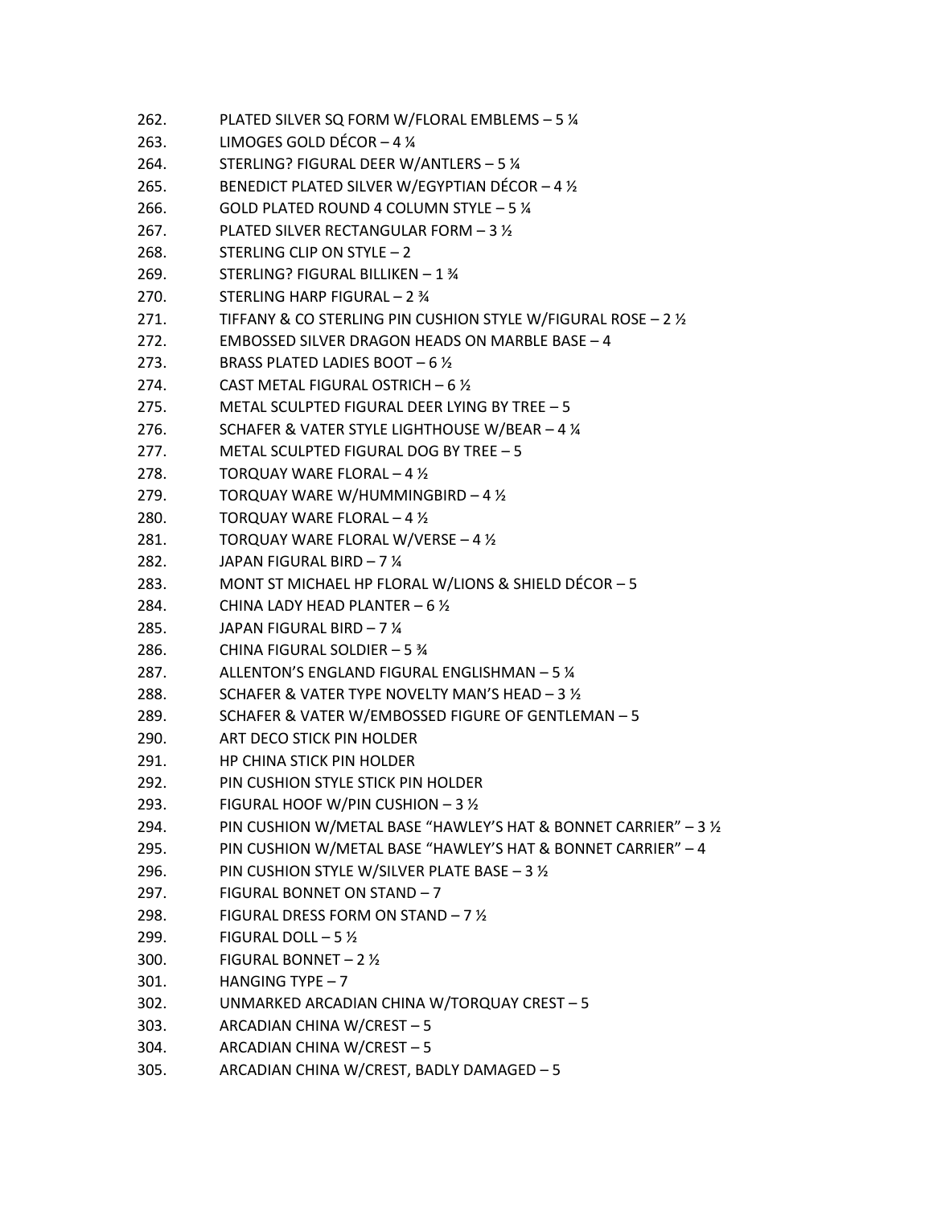262. PLATED SILVER SQ FORM W/FLORAL EMBLEMS – 5 ¼
263. LIMOGES GOLD DÉCOR – 4 ¼
264. STERLING? FIGURAL DEER W/ANTLERS – 5 ¼
265. BENEDICT PLATED SILVER W/EGYPTIAN DÉCOR – 4 ½
266. GOLD PLATED ROUND 4 COLUMN STYLE – 5 ¼
267. PLATED SILVER RECTANGULAR FORM – 3 ½
268. STERLING CLIP ON STYLE – 2
269. STERLING? FIGURAL BILLIKEN – 1 ¾
270. STERLING HARP FIGURAL – 2 ¾
271. TIFFANY & CO STERLING PIN CUSHION STYLE W/FIGURAL ROSE – 2 ½
272. EMBOSSED SILVER DRAGON HEADS ON MARBLE BASE – 4
273. BRASS PLATED LADIES BOOT – 6 ½
274. CAST METAL FIGURAL OSTRICH – 6 ½
275. METAL SCULPTED FIGURAL DEER LYING BY TREE – 5
276. SCHAFER & VATER STYLE LIGHTHOUSE W/BEAR – 4 ¼
277. METAL SCULPTED FIGURAL DOG BY TREE – 5
278. TORQUAY WARE FLORAL – 4 ½
279. TORQUAY WARE W/HUMMINGBIRD – 4 ½
280. TORQUAY WARE FLORAL – 4 ½
281. TORQUAY WARE FLORAL W/VERSE – 4 ½
282. JAPAN FIGURAL BIRD – 7 ¼
283. MONT ST MICHAEL HP FLORAL W/LIONS & SHIELD DÉCOR – 5
284. CHINA LADY HEAD PLANTER – 6 ½
285. JAPAN FIGURAL BIRD – 7 ¼
286. CHINA FIGURAL SOLDIER – 5 ¾
287. ALLENTON'S ENGLAND FIGURAL ENGLISHMAN – 5 ¼
288. SCHAFER & VATER TYPE NOVELTY MAN'S HEAD – 3 ½
289. SCHAFER & VATER W/EMBOSSED FIGURE OF GENTLEMAN – 5
290. ART DECO STICK PIN HOLDER
291. HP CHINA STICK PIN HOLDER
292. PIN CUSHION STYLE STICK PIN HOLDER
293. FIGURAL HOOF W/PIN CUSHION – 3 ½
294. PIN CUSHION W/METAL BASE "HAWLEY'S HAT & BONNET CARRIER" – 3 ½
295. PIN CUSHION W/METAL BASE "HAWLEY'S HAT & BONNET CARRIER" – 4
296. PIN CUSHION STYLE W/SILVER PLATE BASE – 3 ½
297. FIGURAL BONNET ON STAND – 7
298. FIGURAL DRESS FORM ON STAND – 7 ½
299. FIGURAL DOLL – 5 ½
300. FIGURAL BONNET – 2 ½
301. HANGING TYPE – 7
302. UNMARKED ARCADIAN CHINA W/TORQUAY CREST – 5
303. ARCADIAN CHINA W/CREST – 5
304. ARCADIAN CHINA W/CREST – 5
305. ARCADIAN CHINA W/CREST, BADLY DAMAGED – 5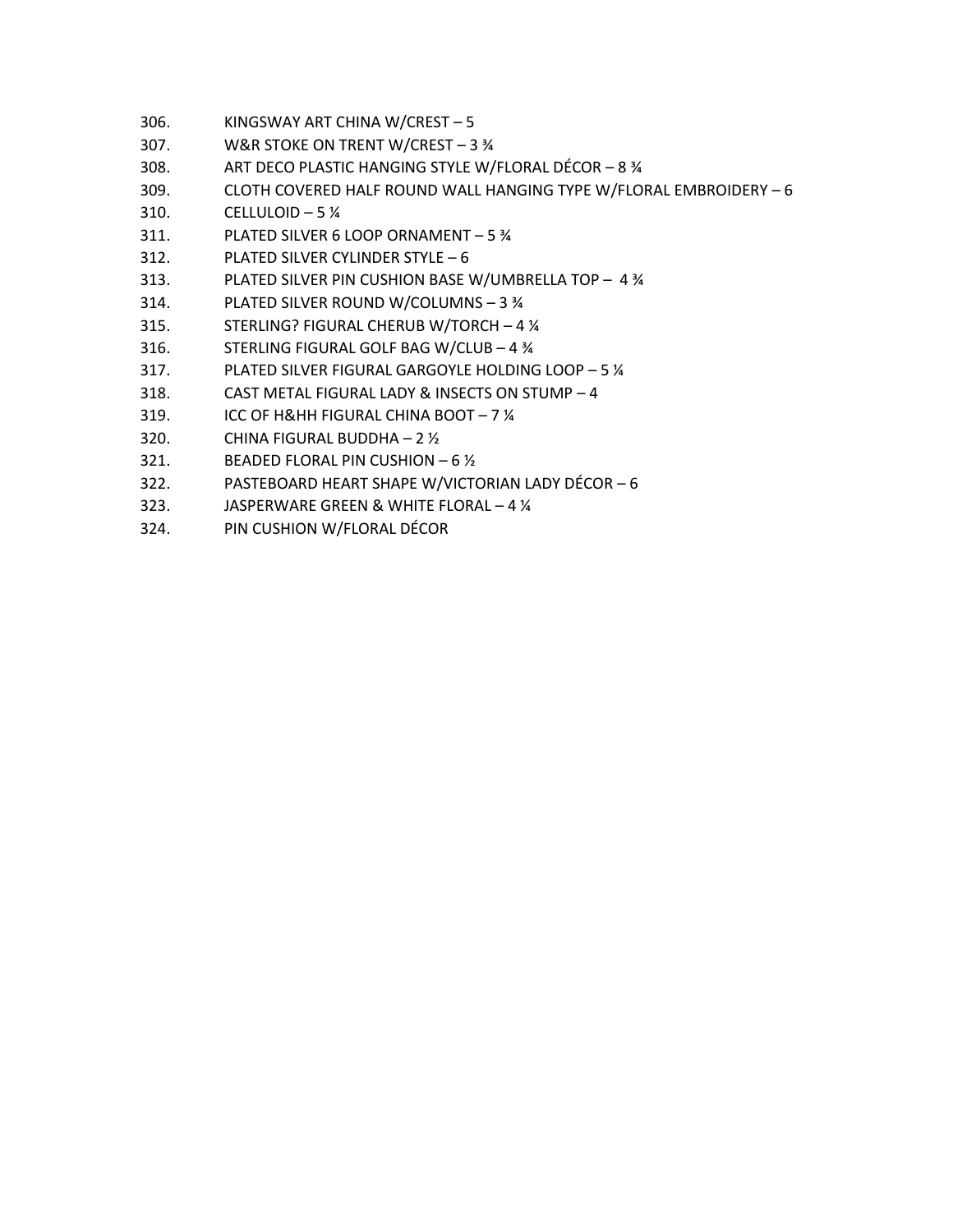306. KINGSWAY ART CHINA W/CREST – 5
307. W&R STOKE ON TRENT W/CREST – 3 ¾
308. ART DECO PLASTIC HANGING STYLE W/FLORAL DÉCOR – 8 ¾
309. CLOTH COVERED HALF ROUND WALL HANGING TYPE W/FLORAL EMBROIDERY – 6
310. CELLULOID – 5 ¼
311. PLATED SILVER 6 LOOP ORNAMENT – 5 ¾
312. PLATED SILVER CYLINDER STYLE – 6
313. PLATED SILVER PIN CUSHION BASE W/UMBRELLA TOP – 4 ¾
314. PLATED SILVER ROUND W/COLUMNS – 3 ¾
315. STERLING? FIGURAL CHERUB W/TORCH – 4 ¼
316. STERLING FIGURAL GOLF BAG W/CLUB – 4 ¾
317. PLATED SILVER FIGURAL GARGOYLE HOLDING LOOP – 5 ¼
318. CAST METAL FIGURAL LADY & INSECTS ON STUMP – 4
319. ICC OF H&HH FIGURAL CHINA BOOT – 7 ¼
320. CHINA FIGURAL BUDDHA – 2 ½
321. BEADED FLORAL PIN CUSHION – 6 ½
322. PASTEBOARD HEART SHAPE W/VICTORIAN LADY DÉCOR – 6
323. JASPERWARE GREEN & WHITE FLORAL – 4 ¼
324. PIN CUSHION W/FLORAL DÉCOR